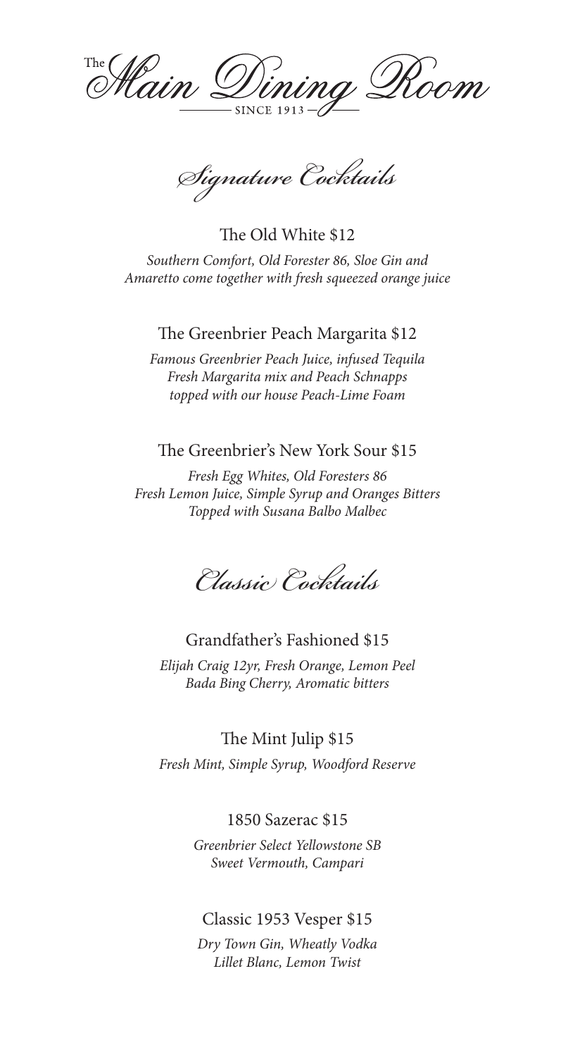# The Main Dining Room

SINCE 1913

## Signature Cocktails

### The Old White $12

*Southern Comfort, Old Forester 86, Sloe Gin and Amaretto come together with fresh squeezed orange juice*

### The Greenbrier Peach Margarita $12

*Famous Greenbrier Peach Juice, infused Tequila Fresh Margarita mix and Peach Schnapps topped with our house Peach-Lime Foam*

### The Greenbrier's New York Sour $15

*Fresh Egg Whites, Old Foresters 86 Fresh Lemon Juice, Simple Syrup and Oranges Bitters Topped with Susana Balbo Malbec*

## Classic Cocktails

### Grandfather's Fashioned $15

*Elijah Craig 12yr, Fresh Orange, Lemon Peel Bada Bing Cherry, Aromatic bitters*

### The Mint Julip $15

*Fresh Mint, Simple Syrup, Woodford Reserve*

### 1850 Sazerac $15

*Greenbrier Select Yellowstone SB Sweet Vermouth, Campari*

### Classic 1953 Vesper $15

*Dry Town Gin, Wheatly Vodka Lillet Blanc, Lemon Twist*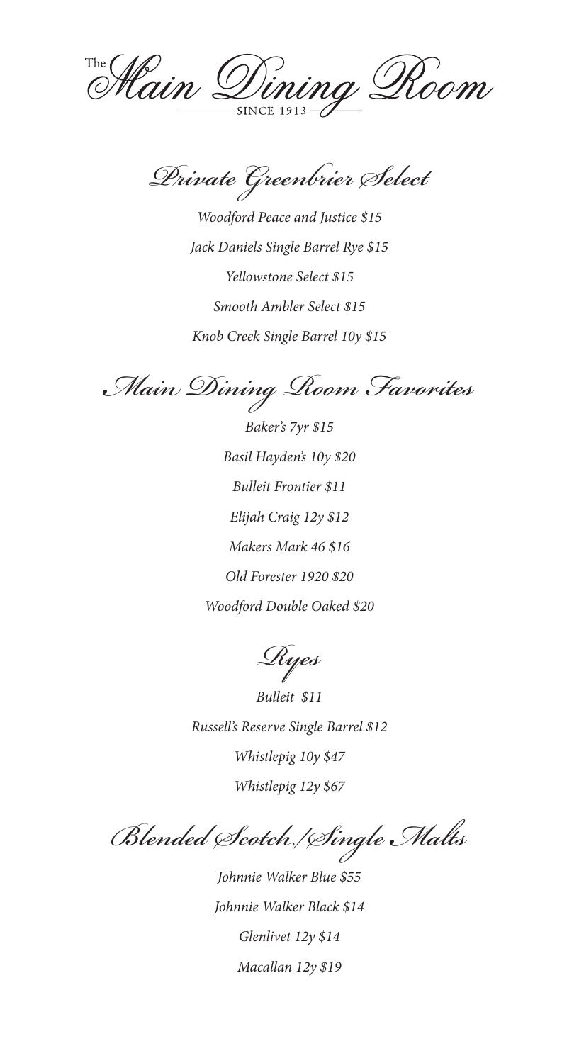# The Main Dining Room

SINCE 1913

## Private Greenbrier Select

*Woodford Peace and Justice $15*

*Jack Daniels Single Barrel Rye $15*

*Yellowstone Select $15*

*Smooth Ambler Select $15*

*Knob Creek Single Barrel 10y $15*

## Main Dining Room Favorites

*Baker's 7yr $15*

*Basil Hayden's 10y $20*

*Bulleit Frontier $11*

*Elijah Craig 12y $12*

*Makers Mark 46 $16*

*Old Forester 1920 $20*

*Woodford Double Oaked $20*

## Ryes

*Bulleit $11*

*Russell's Reserve Single Barrel $12*

*Whistlepig 10y $47*

*Whistlepig 12y $67*

## Blended Scotch/Single Malts

*Johnnie Walker Blue $55*

*Johnnie Walker Black $14*

*Glenlivet 12y $14*

*Macallan 12y $19*